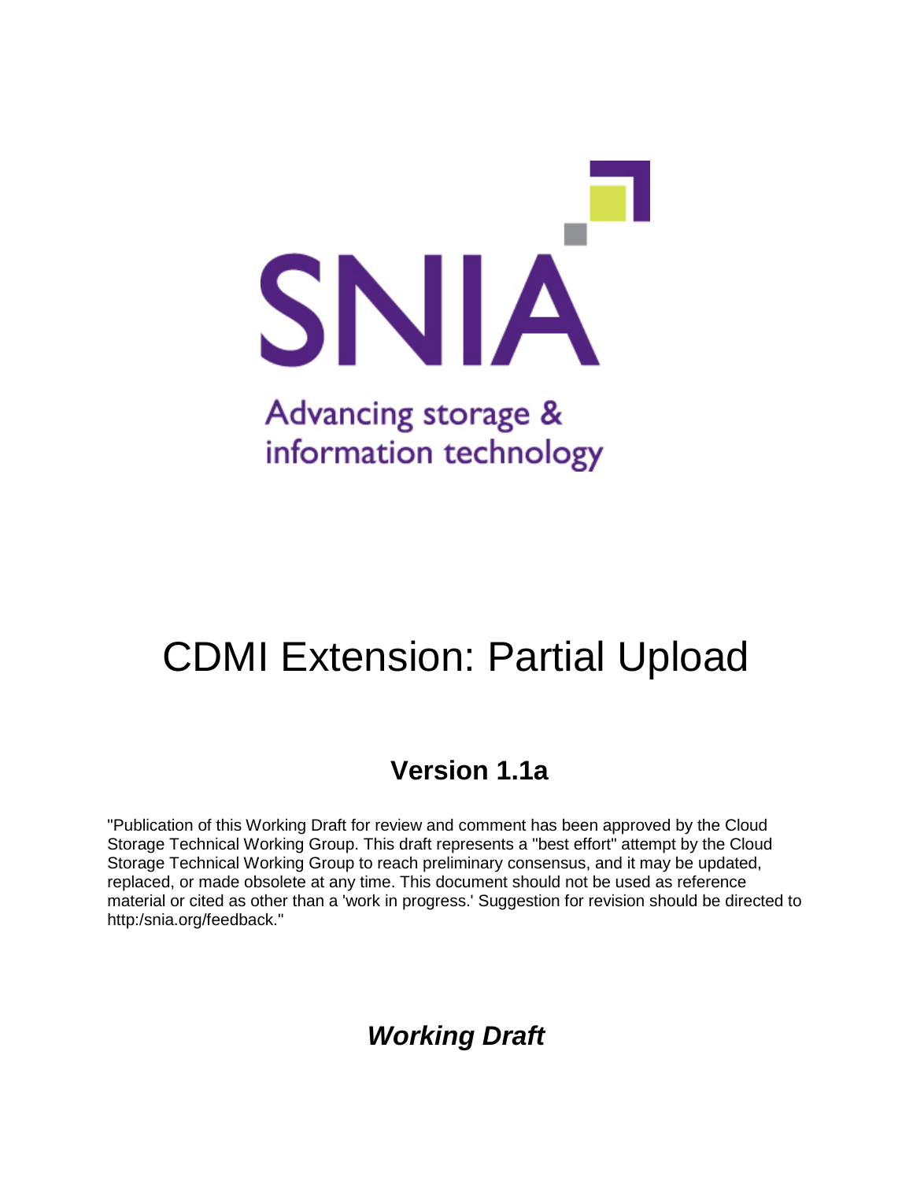SNIA

Advancing storage & information technology

# CDMI Extension: Partial Upload

## Version 1.1a

"Publication of this Working Draft for review and comment has been approved by the Cloud Storage Technical Working Group. This draft represents a "best effort" attempt by the Cloud Storage Technical Working Group to reach preliminary consensus, and it may be updated, replaced, or made obsolete at any time. This document should not be used as reference material or cited as other than a 'work in progress.' Suggestion for revision should be directed to http:/snia.org/feedback."

***Working Draft***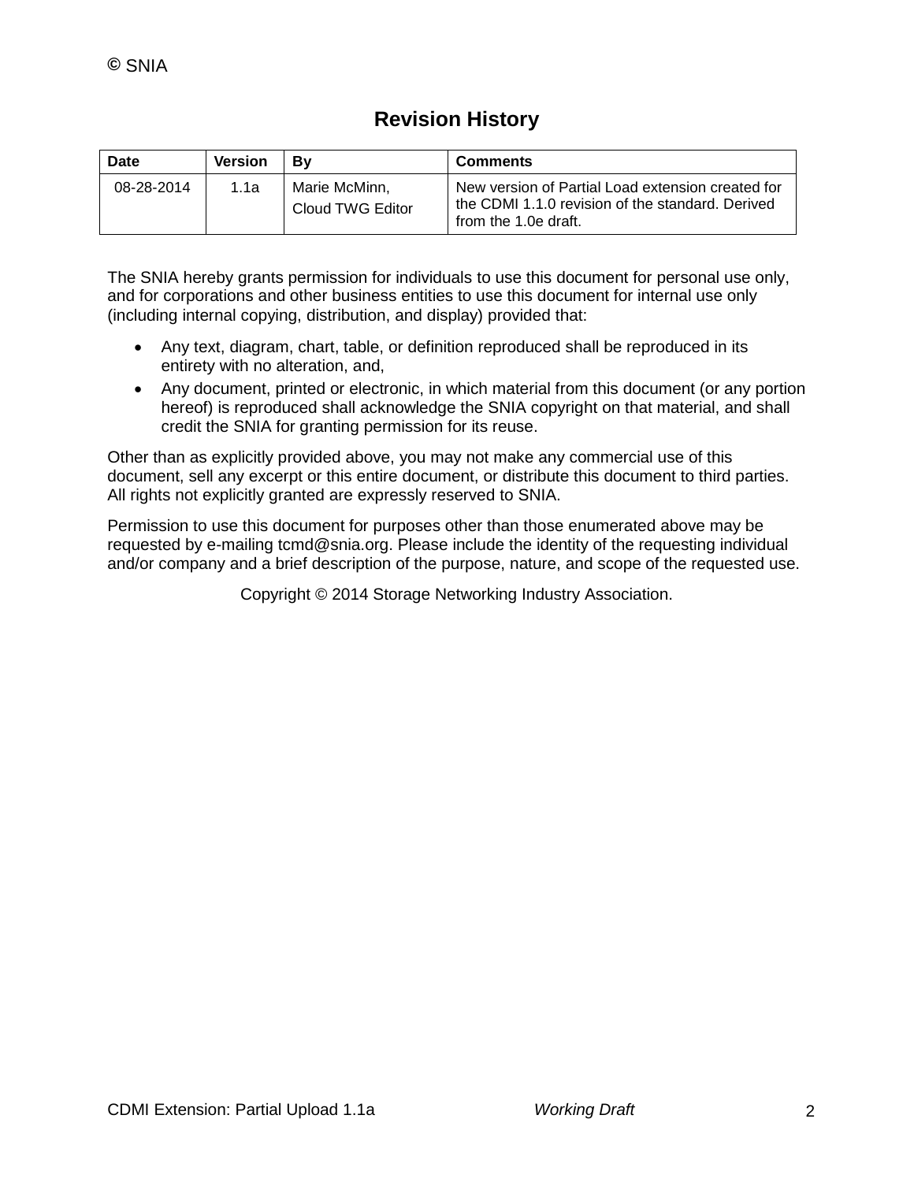## Revision History

| Date | Version | By | Comments |
|---|---|---|---|
| 08-28-2014 | 1.1a | Marie McMinn, Cloud TWG Editor | New version of Partial Load extension created for the CDMI 1.1.0 revision of the standard. Derived from the 1.0e draft. |

The SNIA hereby grants permission for individuals to use this document for personal use only, and for corporations and other business entities to use this document for internal use only (including internal copying, distribution, and display) provided that:

- Any text, diagram, chart, table, or definition reproduced shall be reproduced in its entirety with no alteration, and,
- Any document, printed or electronic, in which material from this document (or any portion hereof) is reproduced shall acknowledge the SNIA copyright on that material, and shall credit the SNIA for granting permission for its reuse.

Other than as explicitly provided above, you may not make any commercial use of this document, sell any excerpt or this entire document, or distribute this document to third parties. All rights not explicitly granted are expressly reserved to SNIA.

Permission to use this document for purposes other than those enumerated above may be requested by e-mailing tcmd@snia.org. Please include the identity of the requesting individual and/or company and a brief description of the purpose, nature, and scope of the requested use.

Copyright © 2014 Storage Networking Industry Association.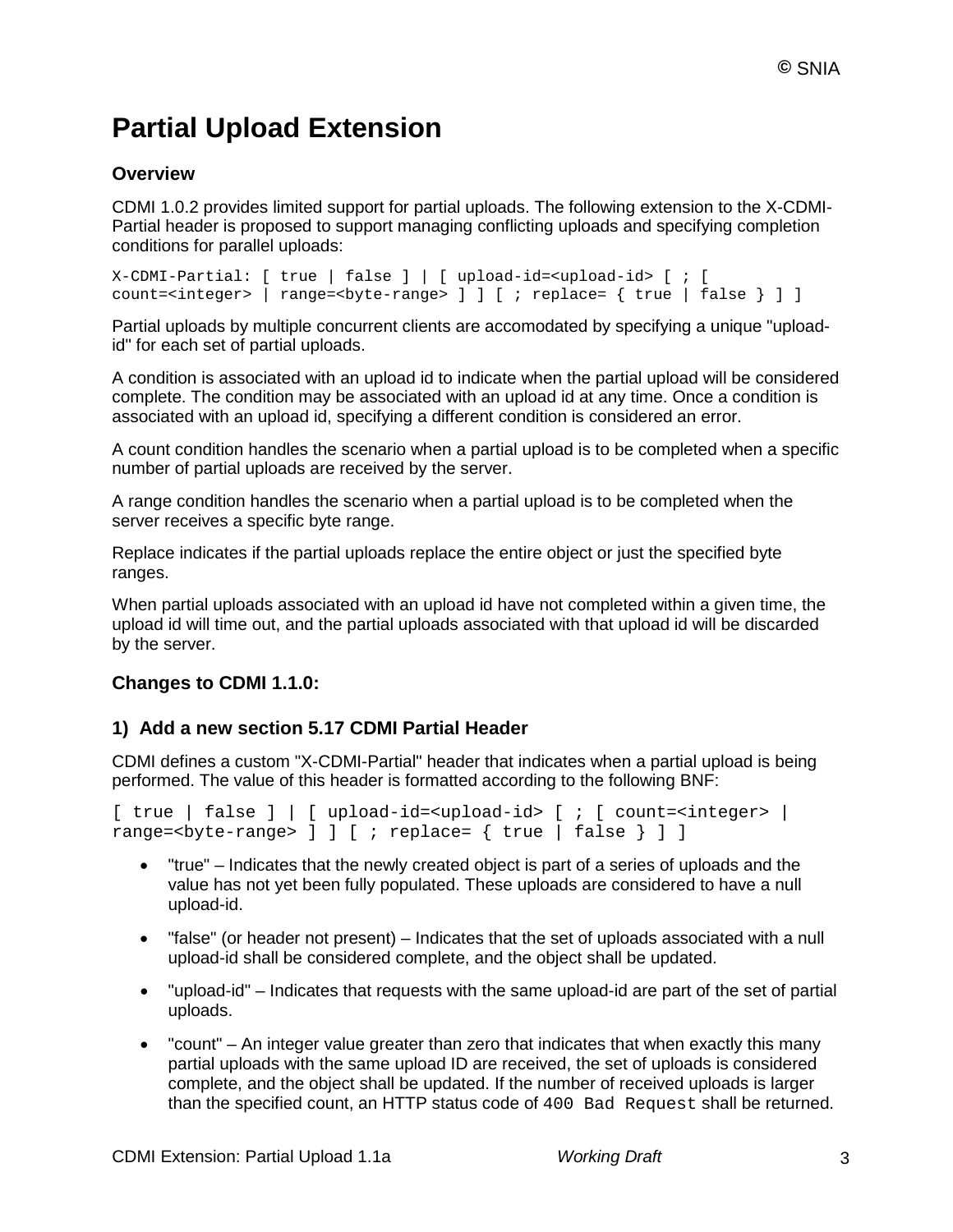# Partial Upload Extension

## Overview

CDMI 1.0.2 provides limited support for partial uploads. The following extension to the X-CDMI-Partial header is proposed to support managing conflicting uploads and specifying completion conditions for parallel uploads:

```
X-CDMI-Partial: [ true | false ] | [ upload-id=<upload-id> [ ; [
count=<integer> | range=<byte-range> ] ] [ ; replace= { true | false } ] ]
```

Partial uploads by multiple concurrent clients are accomodated by specifying a unique "upload-id" for each set of partial uploads.

A condition is associated with an upload id to indicate when the partial upload will be considered complete. The condition may be associated with an upload id at any time. Once a condition is associated with an upload id, specifying a different condition is considered an error.

A count condition handles the scenario when a partial upload is to be completed when a specific number of partial uploads are received by the server.

A range condition handles the scenario when a partial upload is to be completed when the server receives a specific byte range.

Replace indicates if the partial uploads replace the entire object or just the specified byte ranges.

When partial uploads associated with an upload id have not completed within a given time, the upload id will time out, and the partial uploads associated with that upload id will be discarded by the server.

## Changes to CDMI 1.1.0:

### 1) Add a new section 5.17 CDMI Partial Header

CDMI defines a custom "X-CDMI-Partial" header that indicates when a partial upload is being performed. The value of this header is formatted according to the following BNF:

```
[ true | false ] | [ upload-id=<upload-id> [ ; [ count=<integer> |
range=<byte-range> ] ] [ ; replace= { true | false } ] ]
```

- "true" – Indicates that the newly created object is part of a series of uploads and the value has not yet been fully populated. These uploads are considered to have a null upload-id.
- "false" (or header not present) – Indicates that the set of uploads associated with a null upload-id shall be considered complete, and the object shall be updated.
- "upload-id" – Indicates that requests with the same upload-id are part of the set of partial uploads.
- "count" – An integer value greater than zero that indicates that when exactly this many partial uploads with the same upload ID are received, the set of uploads is considered complete, and the object shall be updated. If the number of received uploads is larger than the specified count, an HTTP status code of `400 Bad Request` shall be returned.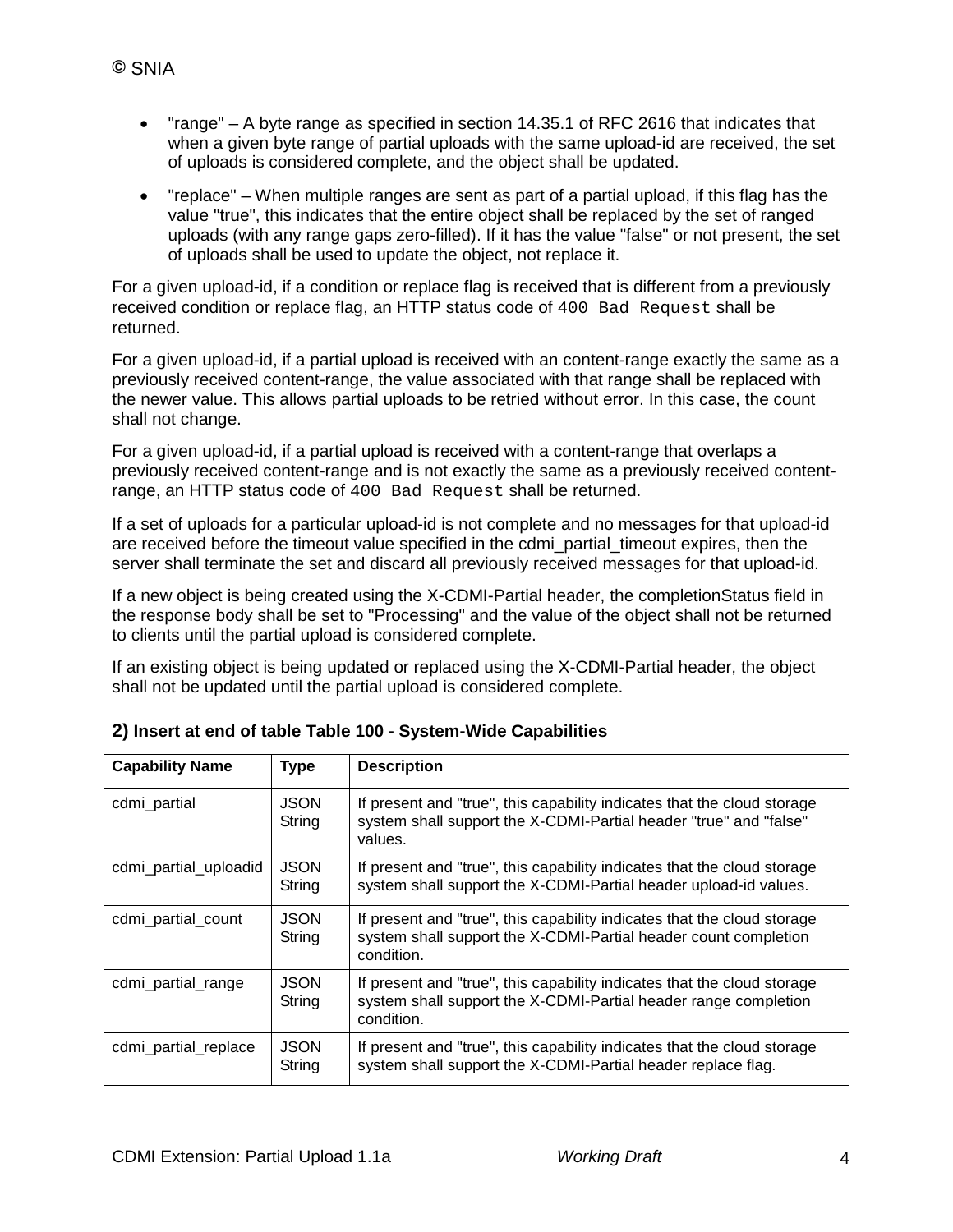- "range" – A byte range as specified in section 14.35.1 of RFC 2616 that indicates that when a given byte range of partial uploads with the same upload-id are received, the set of uploads is considered complete, and the object shall be updated.
- "replace" – When multiple ranges are sent as part of a partial upload, if this flag has the value "true", this indicates that the entire object shall be replaced by the set of ranged uploads (with any range gaps zero-filled). If it has the value "false" or not present, the set of uploads shall be used to update the object, not replace it.

For a given upload-id, if a condition or replace flag is received that is different from a previously received condition or replace flag, an HTTP status code of `400 Bad Request` shall be returned.

For a given upload-id, if a partial upload is received with an content-range exactly the same as a previously received content-range, the value associated with that range shall be replaced with the newer value. This allows partial uploads to be retried without error. In this case, the count shall not change.

For a given upload-id, if a partial upload is received with a content-range that overlaps a previously received content-range and is not exactly the same as a previously received content-range, an HTTP status code of `400 Bad Request` shall be returned.

If a set of uploads for a particular upload-id is not complete and no messages for that upload-id are received before the timeout value specified in the cdmi_partial_timeout expires, then the server shall terminate the set and discard all previously received messages for that upload-id.

If a new object is being created using the X-CDMI-Partial header, the completionStatus field in the response body shall be set to "Processing" and the value of the object shall not be returned to clients until the partial upload is considered complete.

If an existing object is being updated or replaced using the X-CDMI-Partial header, the object shall not be updated until the partial upload is considered complete.

### 2) Insert at end of table Table 100 - System-Wide Capabilities

| Capability Name | Type | Description |
|---|---|---|
| cdmi_partial | JSON String | If present and "true", this capability indicates that the cloud storage system shall support the X-CDMI-Partial header "true" and "false" values. |
| cdmi_partial_uploadid | JSON String | If present and "true", this capability indicates that the cloud storage system shall support the X-CDMI-Partial header upload-id values. |
| cdmi_partial_count | JSON String | If present and "true", this capability indicates that the cloud storage system shall support the X-CDMI-Partial header count completion condition. |
| cdmi_partial_range | JSON String | If present and "true", this capability indicates that the cloud storage system shall support the X-CDMI-Partial header range completion condition. |
| cdmi_partial_replace | JSON String | If present and "true", this capability indicates that the cloud storage system shall support the X-CDMI-Partial header replace flag. |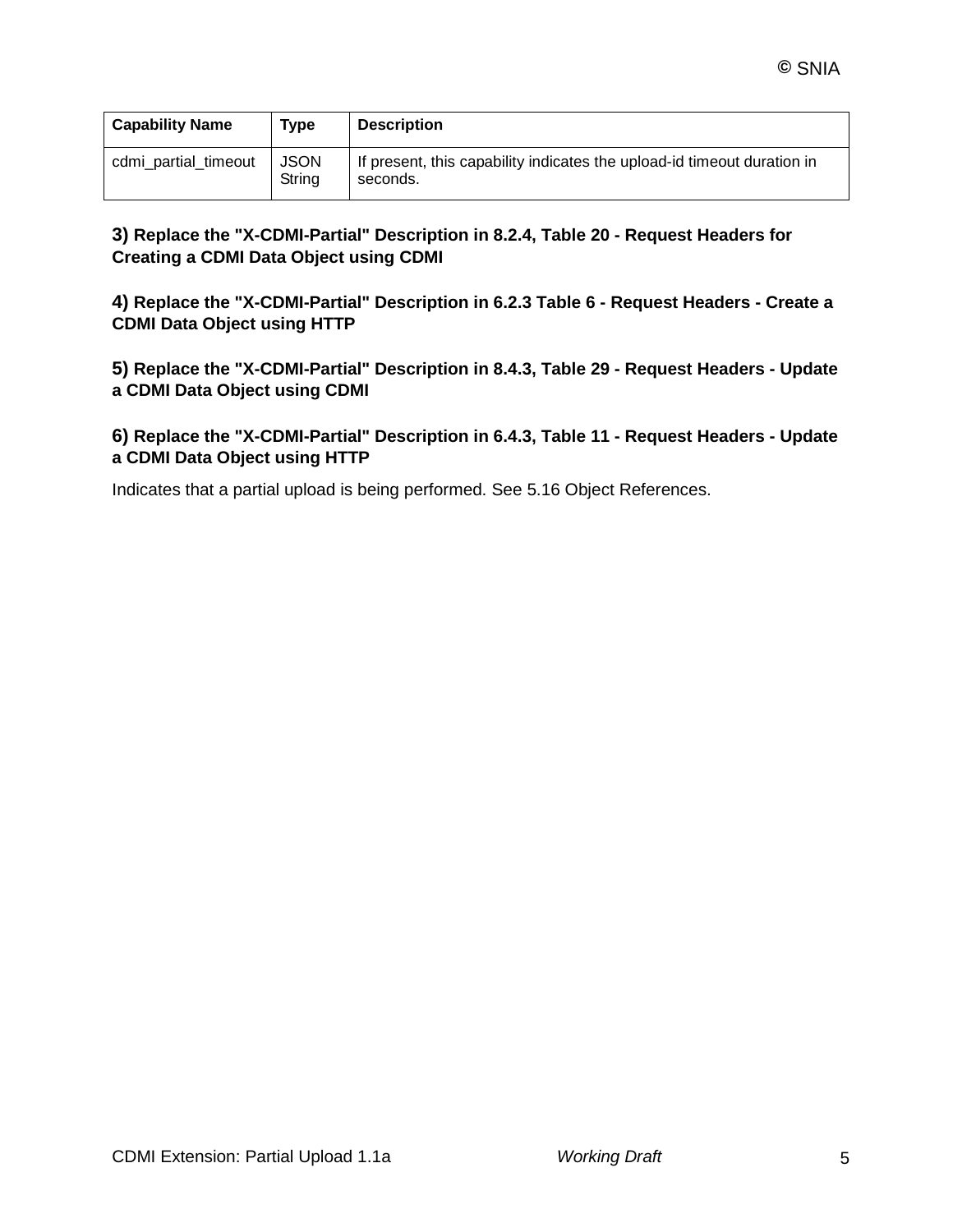| Capability Name | Type | Description |
|---|---|---|
| cdmi_partial_timeout | JSON String | If present, this capability indicates the upload-id timeout duration in seconds. |

**3) Replace the "X-CDMI-Partial" Description in 8.2.4, Table 20 - Request Headers for Creating a CDMI Data Object using CDMI**

**4) Replace the "X-CDMI-Partial" Description in 6.2.3 Table 6 - Request Headers - Create a CDMI Data Object using HTTP**

**5) Replace the "X-CDMI-Partial" Description in 8.4.3, Table 29 - Request Headers - Update a CDMI Data Object using CDMI**

**6) Replace the "X-CDMI-Partial" Description in 6.4.3, Table 11 - Request Headers - Update a CDMI Data Object using HTTP**

Indicates that a partial upload is being performed. See 5.16 Object References.